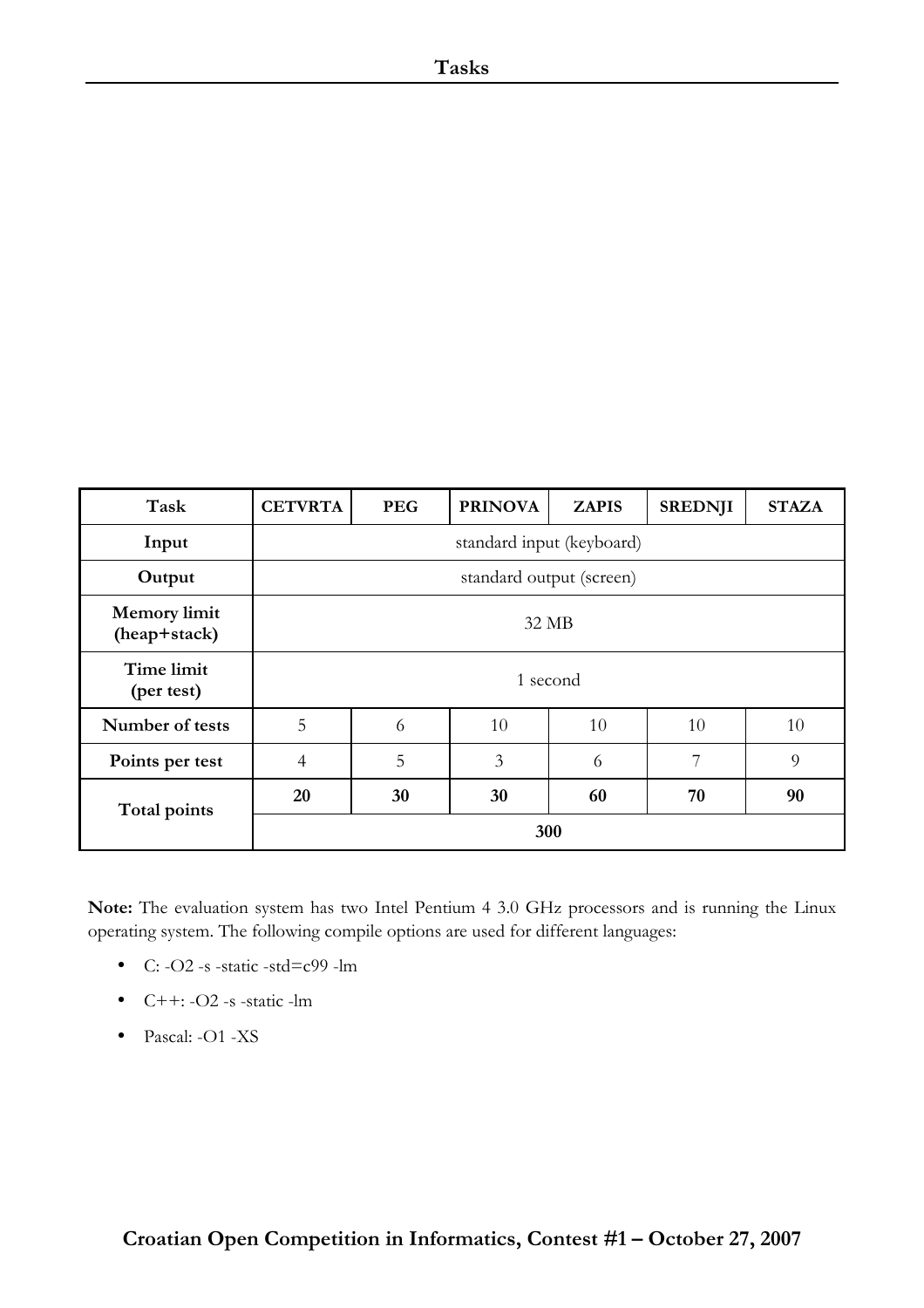# Tasks

| Task | CETVRTA | PEG | PRINOVA | ZAPIS | SREDNJI | STAZA |
|---|---|---|---|---|---|---|
| **Input** | standard input (keyboard) | | | | | |
| **Output** | standard output (screen) | | | | | |
| **Memory limit (heap+stack)** | 32 MB | | | | | |
| **Time limit (per test)** | 1 second | | | | | |
| **Number of tests** | 5 | 6 | 10 | 10 | 10 | 10 |
| **Points per test** | 4 | 5 | 3 | 6 | 7 | 9 |
| **Total points** | **20** | **30** | **30** | **60** | **70** | **90** |
| | **300** | | | | | |

**Note:** The evaluation system has two Intel Pentium 4 3.0 GHz processors and is running the Linux operating system. The following compile options are used for different languages:

- C: -O2 -s -static -std=c99 -lm
- C++: -O2 -s -static -lm
- Pascal: -O1 -XS

**Croatian Open Competition in Informatics, Contest #1 – October 27, 2007**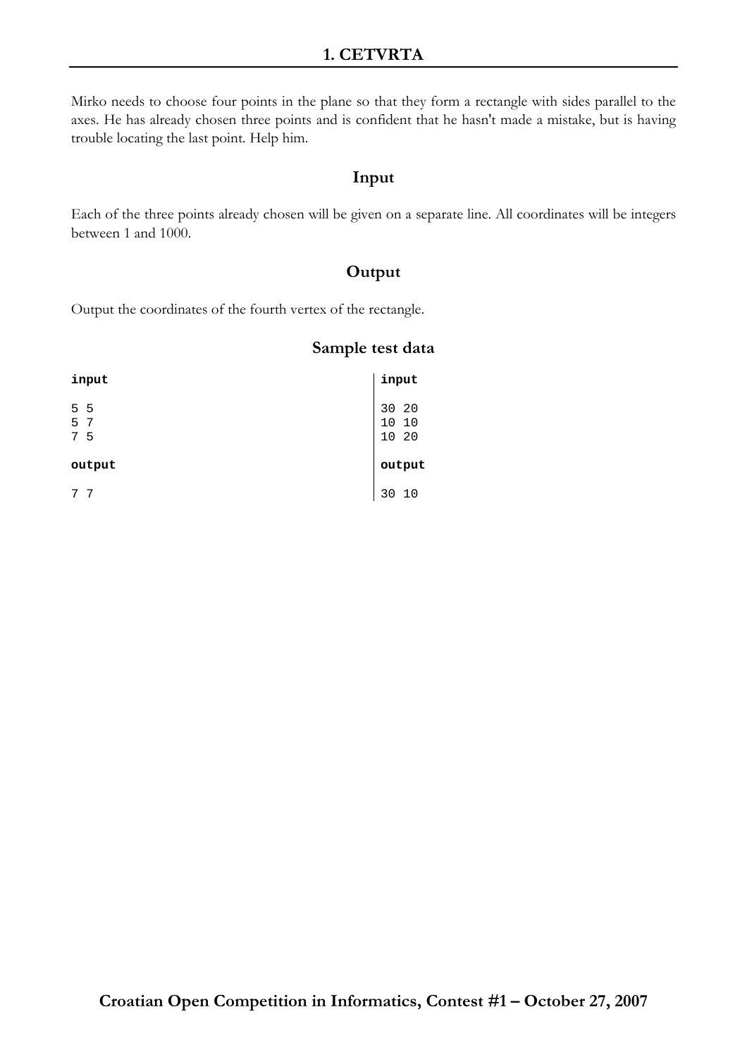# 1. CETVRTA

Mirko needs to choose four points in the plane so that they form a rectangle with sides parallel to the axes. He has already chosen three points and is confident that he hasn't made a mistake, but is having trouble locating the last point. Help him.

## Input

Each of the three points already chosen will be given on a separate line. All coordinates will be integers between 1 and 1000.

## Output

Output the coordinates of the fourth vertex of the rectangle.

## Sample test data

**input**

```
5 5
5 7
7 5
```

**output**

```
7 7
```

**input**

```
30 20
10 10
10 20
```

**output**

```
30 10
```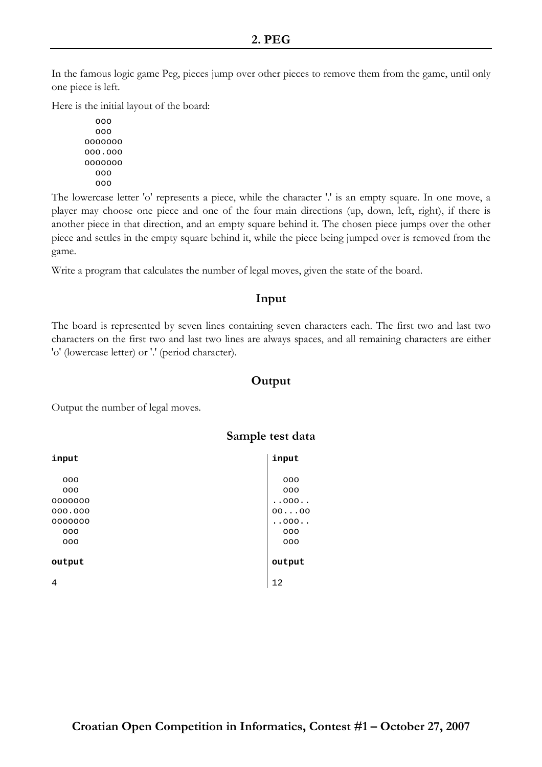## 2. PEG

In the famous logic game Peg, pieces jump over other pieces to remove them from the game, until only one piece is left.

Here is the initial layout of the board:

```
  ooo
  ooo
ooooooo
ooo.ooo
ooooooo
  ooo
  ooo
```

The lowercase letter 'o' represents a piece, while the character '.' is an empty square. In one move, a player may choose one piece and one of the four main directions (up, down, left, right), if there is another piece in that direction, and an empty square behind it. The chosen piece jumps over the other piece and settles in the empty square behind it, while the piece being jumped over is removed from the game.

Write a program that calculates the number of legal moves, given the state of the board.

### Input

The board is represented by seven lines containing seven characters each. The first two and last two characters on the first two and last two lines are always spaces, and all remaining characters are either 'o' (lowercase letter) or '.' (period character).

### Output

Output the number of legal moves.

### Sample test data

**input**

```
  ooo
  ooo
ooooooo
ooo.ooo
ooooooo
  ooo
  ooo
```

**output**

```
4
```

**input**

```
  ooo
  ooo
..ooo..
oo...oo
..ooo..
  ooo
  ooo
```

**output**

```
12
```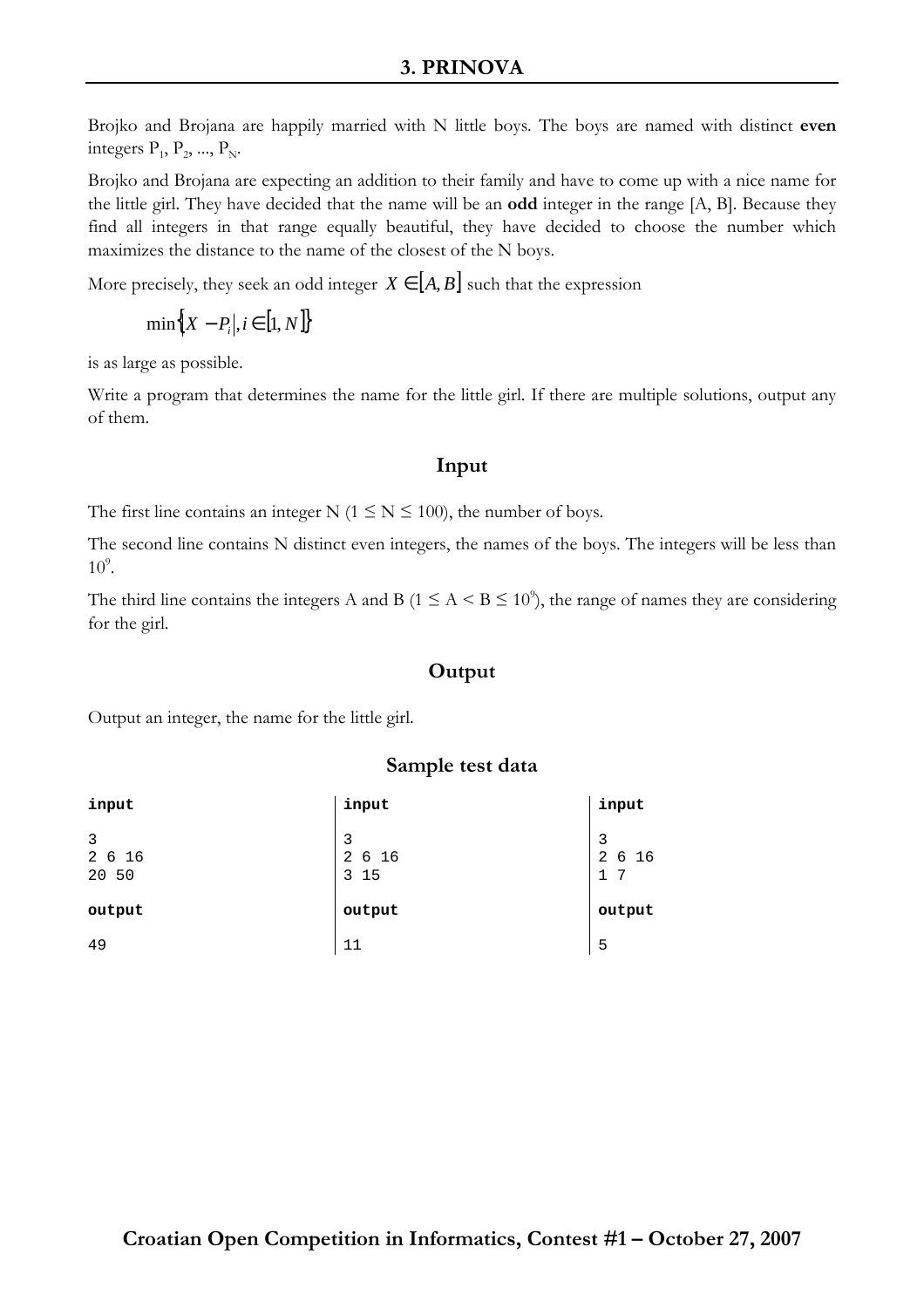# 3. PRINOVA

Brojko and Brojana are happily married with N little boys. The boys are named with distinct **even** integers $P_1, P_2, ..., P_N$.

Brojko and Brojana are expecting an addition to their family and have to come up with a nice name for the little girl. They have decided that the name will be an **odd** integer in the range [A, B]. Because they find all integers in that range equally beautiful, they have decided to choose the number which maximizes the distance to the name of the closest of the N boys.

More precisely, they seek an odd integer $X \in [A, B]$ such that the expression

$$\min\{|X - P_i|, i \in [1, N]\}$$

is as large as possible.

Write a program that determines the name for the little girl. If there are multiple solutions, output any of them.

## Input

The first line contains an integer N ($1 \le N \le 100$), the number of boys.

The second line contains N distinct even integers, the names of the boys. The integers will be less than $10^9$.

The third line contains the integers A and B ($1 \le A < B \le 10^9$), the range of names they are considering for the girl.

## Output

Output an integer, the name for the little girl.

## Sample test data

```
input
3
2 6 16
20 50

output
49
```

```
input
3
2 6 16
3 15

output
11
```

```
input
3
2 6 16
1 7

output
5
```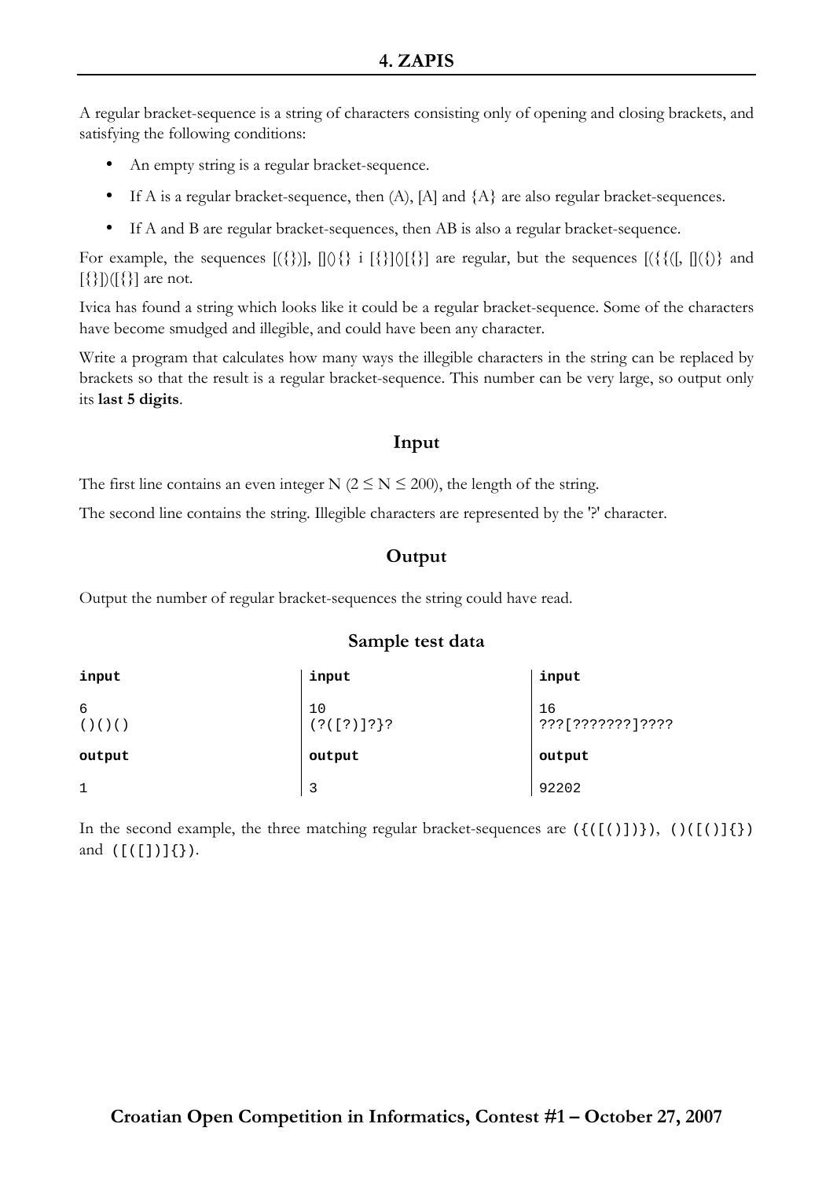## 4. ZAPIS

A regular bracket-sequence is a string of characters consisting only of opening and closing brackets, and satisfying the following conditions:

- An empty string is a regular bracket-sequence.
- If A is a regular bracket-sequence, then (A), [A] and {A} are also regular bracket-sequences.
- If A and B are regular bracket-sequences, then AB is also a regular bracket-sequence.

For example, the sequences [({})], [](){} i [{}]()[{}] are regular, but the sequences [({{([, []({)} and [{}])([{}] are not.

Ivica has found a string which looks like it could be a regular bracket-sequence. Some of the characters have become smudged and illegible, and could have been any character.

Write a program that calculates how many ways the illegible characters in the string can be replaced by brackets so that the result is a regular bracket-sequence. This number can be very large, so output only its **last 5 digits**.

### Input

The first line contains an even integer N ($2 \le N \le 200$), the length of the string.

The second line contains the string. Illegible characters are represented by the '?' character.

### Output

Output the number of regular bracket-sequences the string could have read.

### Sample test data

| input | input | input |
|---|---|---|
| 6<br>()()() | 10<br>(?([?)]?}? | 16<br>???[???????]???? |
| **output** | **output** | **output** |
| 1 | 3 | 92202 |

In the second example, the three matching regular bracket-sequences are `({([()])})`, `()([()]{})` and `([([])]{})`.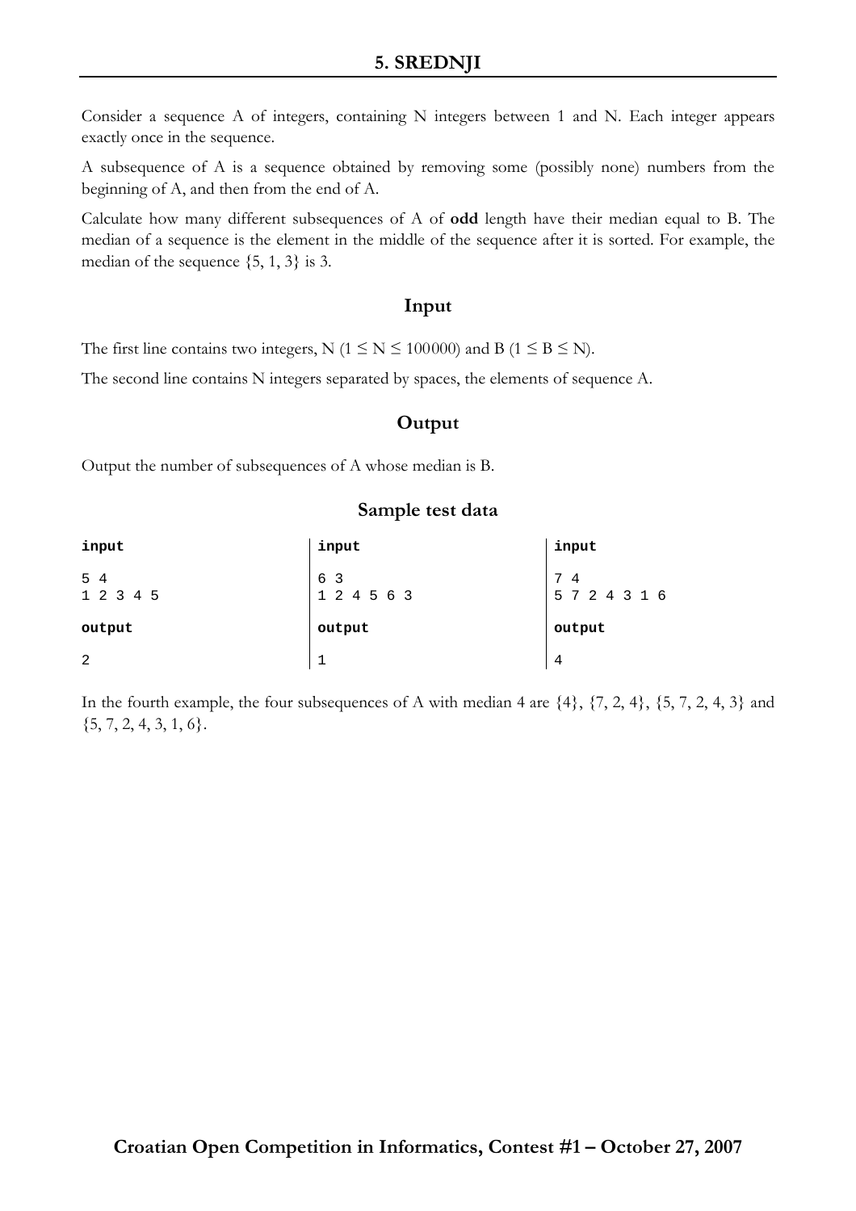## 5. SREDNJI

Consider a sequence A of integers, containing N integers between 1 and N. Each integer appears exactly once in the sequence.

A subsequence of A is a sequence obtained by removing some (possibly none) numbers from the beginning of A, and then from the end of A.

Calculate how many different subsequences of A of **odd** length have their median equal to B. The median of a sequence is the element in the middle of the sequence after it is sorted. For example, the median of the sequence {5, 1, 3} is 3.

### Input

The first line contains two integers, N ($1 \leq N \leq 100000$) and B ($1 \leq B \leq N$).

The second line contains N integers separated by spaces, the elements of sequence A.

### Output

Output the number of subsequences of A whose median is B.

### Sample test data

**input**
```
5 4
1 2 3 4 5
```
**output**
```
2
```

**input**
```
6 3
1 2 4 5 6 3
```
**output**
```
1
```

**input**
```
7 4
5 7 2 4 3 1 6
```
**output**
```
4
```

In the fourth example, the four subsequences of A with median 4 are {4}, {7, 2, 4}, {5, 7, 2, 4, 3} and {5, 7, 2, 4, 3, 1, 6}.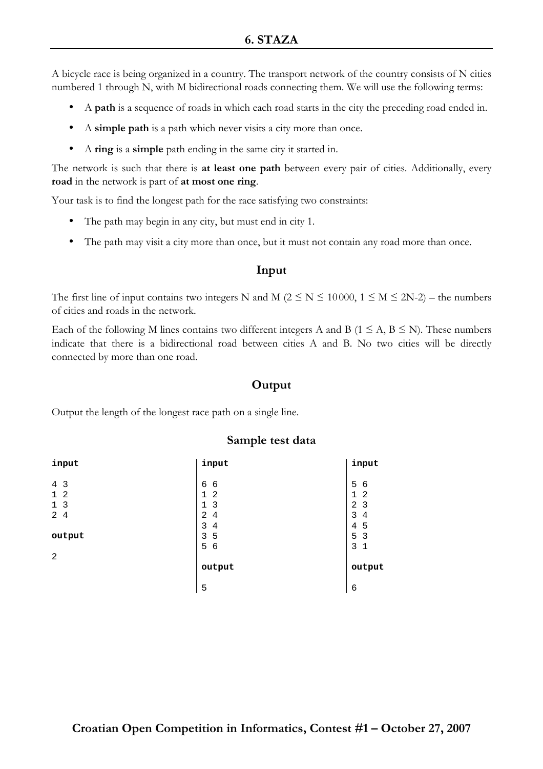## 6. STAZA

A bicycle race is being organized in a country. The transport network of the country consists of N cities numbered 1 through N, with M bidirectional roads connecting them. We will use the following terms:

- A **path** is a sequence of roads in which each road starts in the city the preceding road ended in.
- A **simple path** is a path which never visits a city more than once.
- A **ring** is a **simple** path ending in the same city it started in.

The network is such that there is **at least one path** between every pair of cities. Additionally, every **road** in the network is part of **at most one ring**.

Your task is to find the longest path for the race satisfying two constraints:

- The path may begin in any city, but must end in city 1.
- The path may visit a city more than once, but it must not contain any road more than once.

### Input

The first line of input contains two integers N and M ($2 \le N \le 10\,000$, $1 \le M \le 2N-2$) – the numbers of cities and roads in the network.

Each of the following M lines contains two different integers A and B ($1 \le A, B \le N$). These numbers indicate that there is a bidirectional road between cities A and B. No two cities will be directly connected by more than one road.

### Output

Output the length of the longest race path on a single line.

### Sample test data

**input**

```
4 3
1 2
1 3
2 4
```

**output**

```
2
```

**input**

```
6 6
1 2
1 3
2 4
3 4
3 5
5 6
```

**output**

```
5
```

**input**

```
5 6
1 2
2 3
3 4
4 5
5 3
3 1
```

**output**

```
6
```